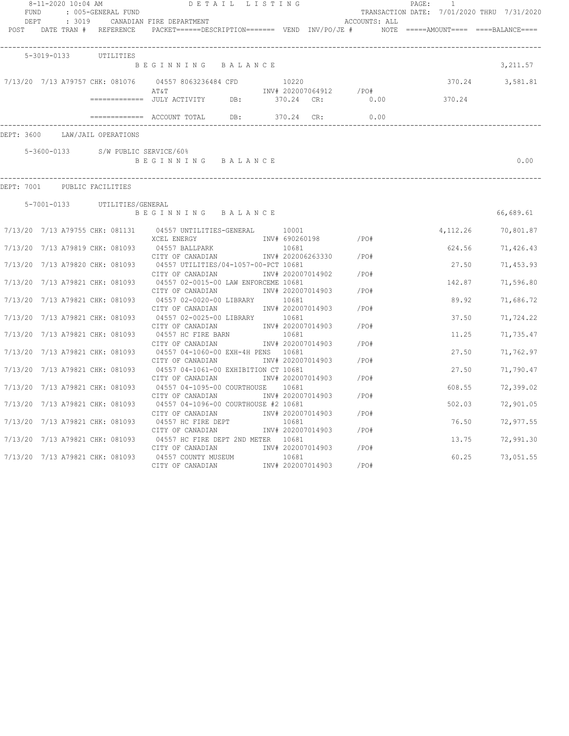8-11-2020 10:04 AM DETAIL LISTING

FUND : 005-GENERAL FUND — TRANSACTION DATE: 7/01/2020 THRU 7/31/2020

DEPT : 3019 CANADIAN FIRE DEPARTMENT — ACCOUNTS: ALL

| POST | DATE | TRAN # | REFERENCE | PACKET======DESCRIPTION======= | VEND | INV/PO/JE # | NOTE | =====AMOUNT==== | ====BALANCE==== |
|---|---|---|---|---|---|---|---|---|---|

**5-3019-0133 UTILITIES**

| POST | DATE | TRAN # | REFERENCE | DESCRIPTION | VEND | INV/PO/JE # | AMOUNT | BALANCE |
|---|---|---|---|---|---|---|---|---|
| | | | | BEGINNING BALANCE | | | | 3,211.57 |
| 7/13/20 | 7/13 | A79757 | CHK: 081076 | 04557 8063236484 CFD / AT&T | 10220 | INV# 202007064912 /PO# | 370.24 | 3,581.81 |
| | | | ============= | JULY ACTIVITY DB: 370.24 CR: 0.00 | | | 370.24 | |
| | | | ============= | ACCOUNT TOTAL DB: 370.24 CR: 0.00 | | | | |

DEPT: 3600 LAW/JAIL OPERATIONS

**5-3600-0133 S/W PUBLIC SERVICE/60%**

| | BALANCE |
|---|---|
| BEGINNING BALANCE | 0.00 |

DEPT: 7001 PUBLIC FACILITIES

**5-7001-0133 UTILITIES/GENERAL**

| POST | DATE | TRAN # | REFERENCE | DESCRIPTION | VEND | INV/PO/JE # | AMOUNT | BALANCE |
|---|---|---|---|---|---|---|---|---|
| | | | | BEGINNING BALANCE | | | | 66,689.61 |
| 7/13/20 | 7/13 | A79755 | CHK: 081131 | 04557 UNTILITIES-GENERAL / XCEL ENERGY | 10001 | INV# 690260198 /PO# | 4,112.26 | 70,801.87 |
| 7/13/20 | 7/13 | A79819 | CHK: 081093 | 04557 BALLPARK / CITY OF CANADIAN | 10681 | INV# 202006263330 /PO# | 624.56 | 71,426.43 |
| 7/13/20 | 7/13 | A79820 | CHK: 081093 | 04557 UTILITIES/04-1057-00-PCT / CITY OF CANADIAN | 10681 | INV# 202007014902 /PO# | 27.50 | 71,453.93 |
| 7/13/20 | 7/13 | A79821 | CHK: 081093 | 04557 02-0015-00 LAW ENFORCEME / CITY OF CANADIAN | 10681 | INV# 202007014903 /PO# | 142.87 | 71,596.80 |
| 7/13/20 | 7/13 | A79821 | CHK: 081093 | 04557 02-0020-00 LIBRARY / CITY OF CANADIAN | 10681 | INV# 202007014903 /PO# | 89.92 | 71,686.72 |
| 7/13/20 | 7/13 | A79821 | CHK: 081093 | 04557 02-0025-00 LIBRARY / CITY OF CANADIAN | 10681 | INV# 202007014903 /PO# | 37.50 | 71,724.22 |
| 7/13/20 | 7/13 | A79821 | CHK: 081093 | 04557 HC FIRE BARN / CITY OF CANADIAN | 10681 | INV# 202007014903 /PO# | 11.25 | 71,735.47 |
| 7/13/20 | 7/13 | A79821 | CHK: 081093 | 04557 04-1060-00 EXH-4H PENS / CITY OF CANADIAN | 10681 | INV# 202007014903 /PO# | 27.50 | 71,762.97 |
| 7/13/20 | 7/13 | A79821 | CHK: 081093 | 04557 04-1061-00 EXHIBITION CT / CITY OF CANADIAN | 10681 | INV# 202007014903 /PO# | 27.50 | 71,790.47 |
| 7/13/20 | 7/13 | A79821 | CHK: 081093 | 04557 04-1095-00 COURTHOUSE / CITY OF CANADIAN | 10681 | INV# 202007014903 /PO# | 608.55 | 72,399.02 |
| 7/13/20 | 7/13 | A79821 | CHK: 081093 | 04557 04-1096-00 COURTHOUSE #2 / CITY OF CANADIAN | 10681 | INV# 202007014903 /PO# | 502.03 | 72,901.05 |
| 7/13/20 | 7/13 | A79821 | CHK: 081093 | 04557 HC FIRE DEPT / CITY OF CANADIAN | 10681 | INV# 202007014903 /PO# | 76.50 | 72,977.55 |
| 7/13/20 | 7/13 | A79821 | CHK: 081093 | 04557 HC FIRE DEPT 2ND METER / CITY OF CANADIAN | 10681 | INV# 202007014903 /PO# | 13.75 | 72,991.30 |
| 7/13/20 | 7/13 | A79821 | CHK: 081093 | 04557 COUNTY MUSEUM / CITY OF CANADIAN | 10681 | INV# 202007014903 /PO# | 60.25 | 73,051.55 |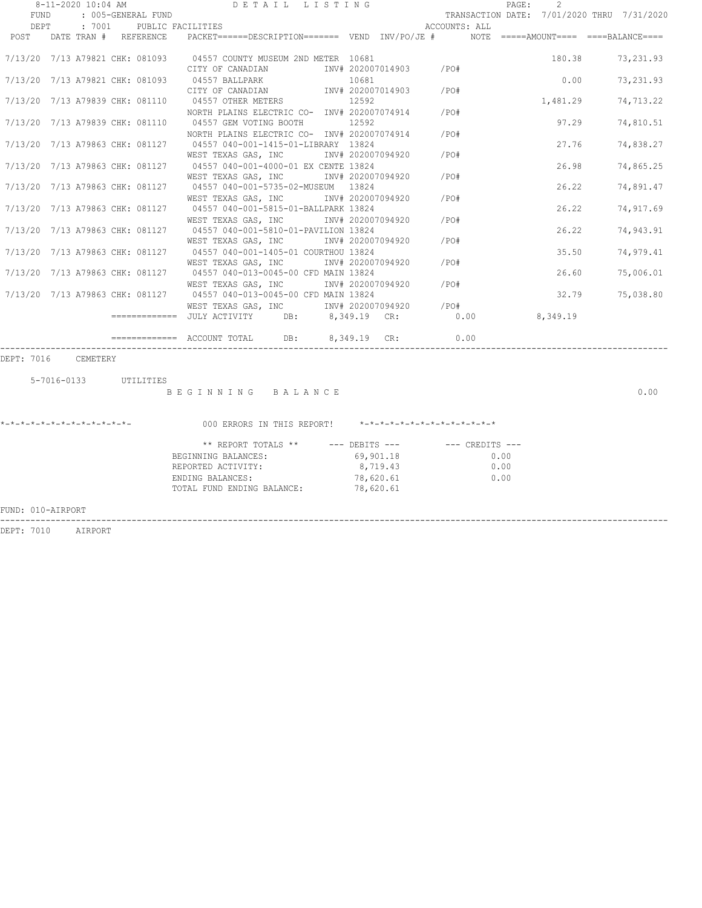8-11-2020 10:04 AM — DETAIL LISTING

FUND : 005-GENERAL FUND — TRANSACTION DATE: 7/01/2020 THRU 7/31/2020

DEPT : 7001 PUBLIC FACILITIES — ACCOUNTS: ALL

| POST | DATE | TRAN # | REFERENCE | PACKET======DESCRIPTION======= VEND INV/PO/JE # | NOTE | =====AMOUNT==== | ====BALANCE==== |
|---|---|---|---|---|---|---|---|
| 7/13/20 | 7/13 | A79821 | CHK: 081093 | 04557 COUNTY MUSEUM 2ND METER 10681<br>CITY OF CANADIAN INV# 202007014903 /PO# | | 180.38 | 73,231.93 |
| 7/13/20 | 7/13 | A79821 | CHK: 081093 | 04557 BALLPARK 10681<br>CITY OF CANADIAN INV# 202007014903 /PO# | | 0.00 | 73,231.93 |
| 7/13/20 | 7/13 | A79839 | CHK: 081110 | 04557 OTHER METERS 12592<br>NORTH PLAINS ELECTRIC CO- INV# 202007074914 /PO# | | 1,481.29 | 74,713.22 |
| 7/13/20 | 7/13 | A79839 | CHK: 081110 | 04557 GEM VOTING BOOTH 12592<br>NORTH PLAINS ELECTRIC CO- INV# 202007074914 /PO# | | 97.29 | 74,810.51 |
| 7/13/20 | 7/13 | A79863 | CHK: 081127 | 04557 040-001-1415-01-LIBRARY 13824<br>WEST TEXAS GAS, INC INV# 202007094920 /PO# | | 27.76 | 74,838.27 |
| 7/13/20 | 7/13 | A79863 | CHK: 081127 | 04557 040-001-4000-01 EX CENTE 13824<br>WEST TEXAS GAS, INC INV# 202007094920 /PO# | | 26.98 | 74,865.25 |
| 7/13/20 | 7/13 | A79863 | CHK: 081127 | 04557 040-001-5735-02-MUSEUM 13824<br>WEST TEXAS GAS, INC INV# 202007094920 /PO# | | 26.22 | 74,891.47 |
| 7/13/20 | 7/13 | A79863 | CHK: 081127 | 04557 040-001-5815-01-BALLPARK 13824<br>WEST TEXAS GAS, INC INV# 202007094920 /PO# | | 26.22 | 74,917.69 |
| 7/13/20 | 7/13 | A79863 | CHK: 081127 | 04557 040-001-5810-01-PAVILION 13824<br>WEST TEXAS GAS, INC INV# 202007094920 /PO# | | 26.22 | 74,943.91 |
| 7/13/20 | 7/13 | A79863 | CHK: 081127 | 04557 040-001-1405-01 COURTHOU 13824<br>WEST TEXAS GAS, INC INV# 202007094920 /PO# | | 35.50 | 74,979.41 |
| 7/13/20 | 7/13 | A79863 | CHK: 081127 | 04557 040-013-0045-00 CFD MAIN 13824<br>WEST TEXAS GAS, INC INV# 202007094920 /PO# | | 26.60 | 75,006.01 |
| 7/13/20 | 7/13 | A79863 | CHK: 081127 | 04557 040-013-0045-00 CFD MAIN 13824<br>WEST TEXAS GAS, INC INV# 202007094920 /PO# | | 32.79 | 75,038.80 |

============= JULY ACTIVITY DB: 8,349.19 CR: 0.00 8,349.19

============= ACCOUNT TOTAL DB: 8,349.19 CR: 0.00

DEPT: 7016 CEMETERY

5-7016-0133 UTILITIES

B E G I N N I N G B A L A N C E — 0.00

*-*-*-*-*-*-*-*-*-*-*-*-*- 000 ERRORS IN THIS REPORT! *-*-*-*-*-*-*-*-*-*-*-*-*-*

| ** REPORT TOTALS ** | --- DEBITS --- | --- CREDITS --- |
|---|---|---|
| BEGINNING BALANCES: | 69,901.18 | 0.00 |
| REPORTED ACTIVITY: | 8,719.43 | 0.00 |
| ENDING BALANCES: | 78,620.61 | 0.00 |
| TOTAL FUND ENDING BALANCE: | 78,620.61 | |

FUND: 010-AIRPORT

DEPT: 7010 AIRPORT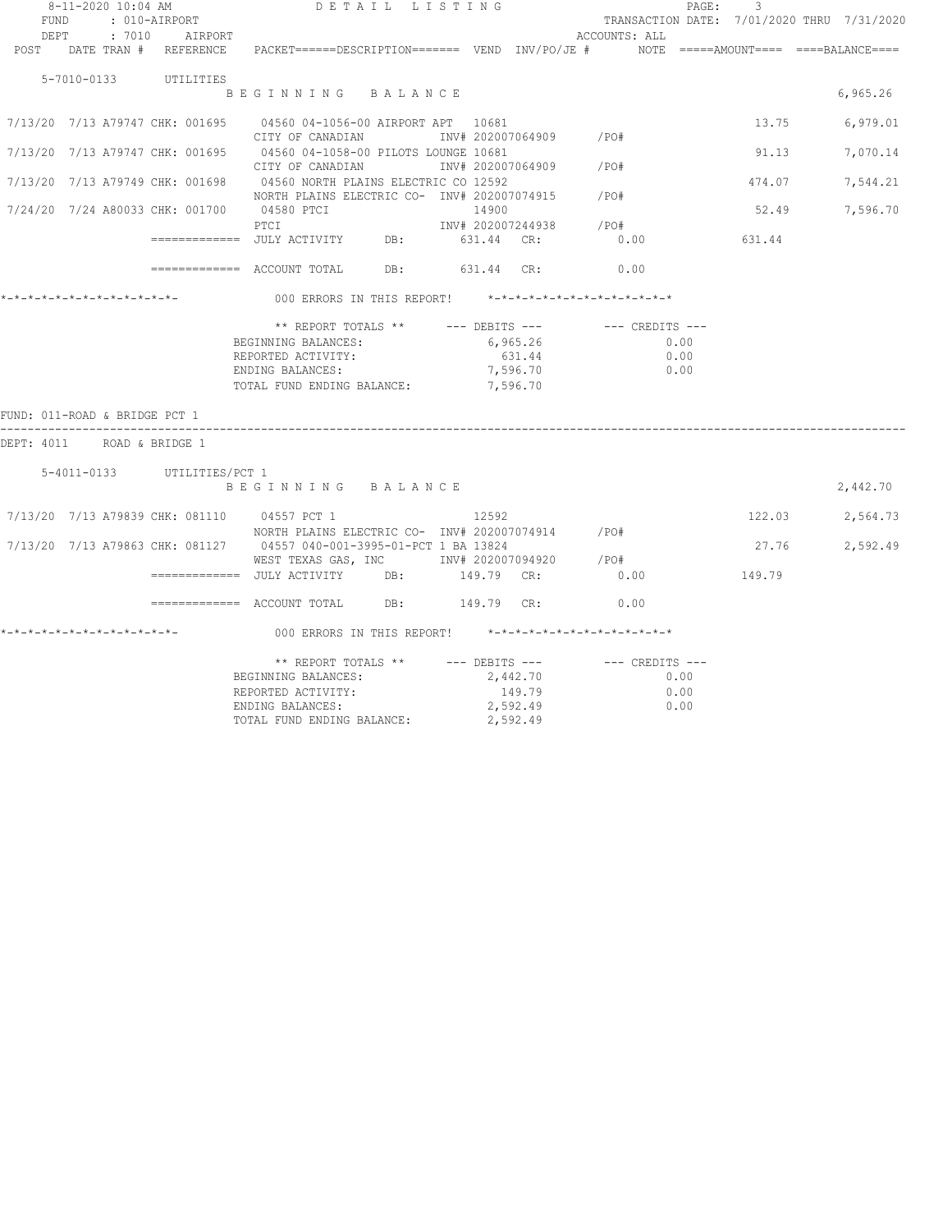8-11-2020 10:04 AM DETAIL LISTING

FUND : 010-AIRPORT — TRANSACTION DATE: 7/01/2020 THRU 7/31/2020

DEPT : 7010 AIRPORT — ACCOUNTS: ALL

| POST | DATE | TRAN # | REFERENCE | PACKET======DESCRIPTION======= | VEND | INV/PO/JE # | NOTE | =====AMOUNT==== | ====BALANCE==== |
|---|---|---|---|---|---|---|---|---|---|
| 5-7010-0133 UTILITIES | | | | | | | | | |
| | | | | BEGINNING BALANCE | | | | | 6,965.26 |
| 7/13/20 | 7/13 | A79747 | CHK: 001695 | 04560 04-1056-00 AIRPORT APT CITY OF CANADIAN | 10681 | INV# 202007064909 /PO# | | 13.75 | 6,979.01 |
| 7/13/20 | 7/13 | A79747 | CHK: 001695 | 04560 04-1058-00 PILOTS LOUNGE CITY OF CANADIAN | 10681 | INV# 202007064909 /PO# | | 91.13 | 7,070.14 |
| 7/13/20 | 7/13 | A79749 | CHK: 001698 | 04560 NORTH PLAINS ELECTRIC CO NORTH PLAINS ELECTRIC CO- | 12592 | INV# 202007074915 /PO# | | 474.07 | 7,544.21 |
| 7/24/20 | 7/24 | A80033 | CHK: 001700 | 04580 PTCI PTCI | 14900 | INV# 202007244938 /PO# | | 52.49 | 7,596.70 |

============= JULY ACTIVITY DB: 631.44 CR: 0.00 — 631.44

============= ACCOUNT TOTAL DB: 631.44 CR: 0.00

*-*-*-*-*-*-*-*-*-*-*-*-*- 000 ERRORS IN THIS REPORT! *-*-*-*-*-*-*-*-*-*-*-*-*-*

| ** REPORT TOTALS ** | --- DEBITS --- | --- CREDITS --- |
|---|---|---|
| BEGINNING BALANCES: | 6,965.26 | 0.00 |
| REPORTED ACTIVITY: | 631.44 | 0.00 |
| ENDING BALANCES: | 7,596.70 | 0.00 |
| TOTAL FUND ENDING BALANCE: | 7,596.70 | |

FUND: 011-ROAD & BRIDGE PCT 1

DEPT: 4011 ROAD & BRIDGE 1

| POST | DATE | TRAN # | REFERENCE | PACKET======DESCRIPTION======= | VEND | INV/PO/JE # | NOTE | =====AMOUNT==== | ====BALANCE==== |
|---|---|---|---|---|---|---|---|---|---|
| 5-4011-0133 UTILITIES/PCT 1 | | | | | | | | | |
| | | | | BEGINNING BALANCE | | | | | 2,442.70 |
| 7/13/20 | 7/13 | A79839 | CHK: 081110 | 04557 PCT 1 NORTH PLAINS ELECTRIC CO- | 12592 | INV# 202007074914 /PO# | | 122.03 | 2,564.73 |
| 7/13/20 | 7/13 | A79863 | CHK: 081127 | 04557 040-001-3995-01-PCT 1 BA WEST TEXAS GAS, INC | 13824 | INV# 202007094920 /PO# | | 27.76 | 2,592.49 |

============= JULY ACTIVITY DB: 149.79 CR: 0.00 — 149.79

============= ACCOUNT TOTAL DB: 149.79 CR: 0.00

*-*-*-*-*-*-*-*-*-*-*-*-*- 000 ERRORS IN THIS REPORT! *-*-*-*-*-*-*-*-*-*-*-*-*-*

| ** REPORT TOTALS ** | --- DEBITS --- | --- CREDITS --- |
|---|---|---|
| BEGINNING BALANCES: | 2,442.70 | 0.00 |
| REPORTED ACTIVITY: | 149.79 | 0.00 |
| ENDING BALANCES: | 2,592.49 | 0.00 |
| TOTAL FUND ENDING BALANCE: | 2,592.49 | |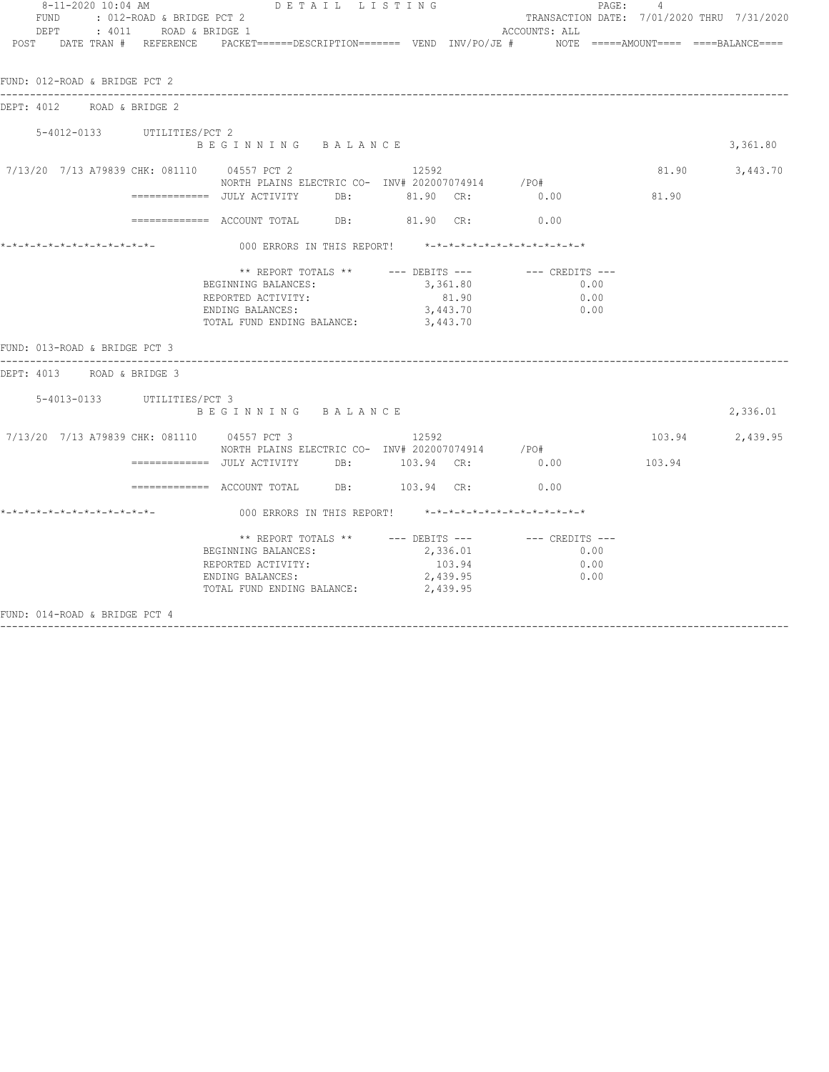FUND: 012-ROAD & BRIDGE PCT 2

DEPT: 4012 ROAD & BRIDGE 2

5-4012-0133 UTILITIES/PCT 2

B E G I N N I N G   B A L A N C E — 3,361.80

| POST | DATE | TRAN # | REFERENCE | PACKET / DESCRIPTION | VEND | INV/PO/JE # | NOTE | AMOUNT | BALANCE |
|---|---|---|---|---|---|---|---|---|---|
| 7/13/20 | 7/13 | A79839 | CHK: 081110 | 04557 PCT 2 / NORTH PLAINS ELECTRIC CO- | 12592 | INV# 202007074914 /PO# | | 81.90 | 3,443.70 |

============= JULY ACTIVITY DB: 81.90 CR: 0.00 81.90

============= ACCOUNT TOTAL DB: 81.90 CR: 0.00

*-*-*-*-*-*-*-*-*-*-*-*-*- 000 ERRORS IN THIS REPORT! *-*-*-*-*-*-*-*-*-*-*-*-*-*

| ** REPORT TOTALS ** | --- DEBITS --- | --- CREDITS --- |
|---|---|---|
| BEGINNING BALANCES: | 3,361.80 | 0.00 |
| REPORTED ACTIVITY: | 81.90 | 0.00 |
| ENDING BALANCES: | 3,443.70 | 0.00 |
| TOTAL FUND ENDING BALANCE: | 3,443.70 | |

FUND: 013-ROAD & BRIDGE PCT 3

DEPT: 4013 ROAD & BRIDGE 3

5-4013-0133 UTILITIES/PCT 3

B E G I N N I N G   B A L A N C E — 2,336.01

| POST | DATE | TRAN # | REFERENCE | PACKET / DESCRIPTION | VEND | INV/PO/JE # | NOTE | AMOUNT | BALANCE |
|---|---|---|---|---|---|---|---|---|---|
| 7/13/20 | 7/13 | A79839 | CHK: 081110 | 04557 PCT 3 / NORTH PLAINS ELECTRIC CO- | 12592 | INV# 202007074914 /PO# | | 103.94 | 2,439.95 |

============= JULY ACTIVITY DB: 103.94 CR: 0.00 103.94

============= ACCOUNT TOTAL DB: 103.94 CR: 0.00

*-*-*-*-*-*-*-*-*-*-*-*-*- 000 ERRORS IN THIS REPORT! *-*-*-*-*-*-*-*-*-*-*-*-*-*

| ** REPORT TOTALS ** | --- DEBITS --- | --- CREDITS --- |
|---|---|---|
| BEGINNING BALANCES: | 2,336.01 | 0.00 |
| REPORTED ACTIVITY: | 103.94 | 0.00 |
| ENDING BALANCES: | 2,439.95 | 0.00 |
| TOTAL FUND ENDING BALANCE: | 2,439.95 | |

FUND: 014-ROAD & BRIDGE PCT 4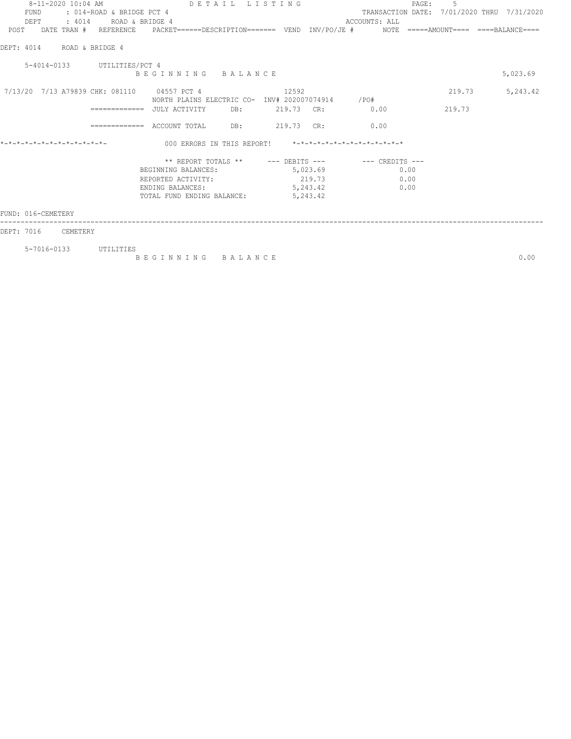8-11-2020 10:04 AM DETAIL LISTING

FUND : 014-ROAD & BRIDGE PCT 4 TRANSACTION DATE: 7/01/2020 THRU 7/31/2020

DEPT : 4014 ROAD & BRIDGE 4 ACCOUNTS: ALL

| POST | DATE | TRAN # | REFERENCE | PACKET======DESCRIPTION======= | VEND | INV/PO/JE # | NOTE | =====AMOUNT==== | ====BALANCE==== |
|---|---|---|---|---|---|---|---|---|---|

DEPT: 4014 ROAD & BRIDGE 4

5-4014-0133 UTILITIES/PCT 4

B E G I N N I N G B A L A N C E 5,023.69

| POST | DATE | TRAN # | REFERENCE | PACKET/DESCRIPTION | VEND | INV/PO/JE # | NOTE | AMOUNT | BALANCE |
|---|---|---|---|---|---|---|---|---|---|
| 7/13/20 | 7/13 | A79839 | CHK: 081110 | 04557 PCT 4 NORTH PLAINS ELECTRIC CO- | 12592 | INV# 202007074914 /PO# | | 219.73 | 5,243.42 |

============= JULY ACTIVITY DB: 219.73 CR: 0.00 219.73

============= ACCOUNT TOTAL DB: 219.73 CR: 0.00

*-*-*-*-*-*-*-*-*-*-*-*-*- 000 ERRORS IN THIS REPORT! *-*-*-*-*-*-*-*-*-*-*-*-*-*

| ** REPORT TOTALS ** | --- DEBITS --- | --- CREDITS --- |
|---|---|---|
| BEGINNING BALANCES: | 5,023.69 | 0.00 |
| REPORTED ACTIVITY: | 219.73 | 0.00 |
| ENDING BALANCES: | 5,243.42 | 0.00 |
| TOTAL FUND ENDING BALANCE: | 5,243.42 | |

FUND: 016-CEMETERY

DEPT: 7016 CEMETERY

5-7016-0133 UTILITIES

B E G I N N I N G B A L A N C E 0.00